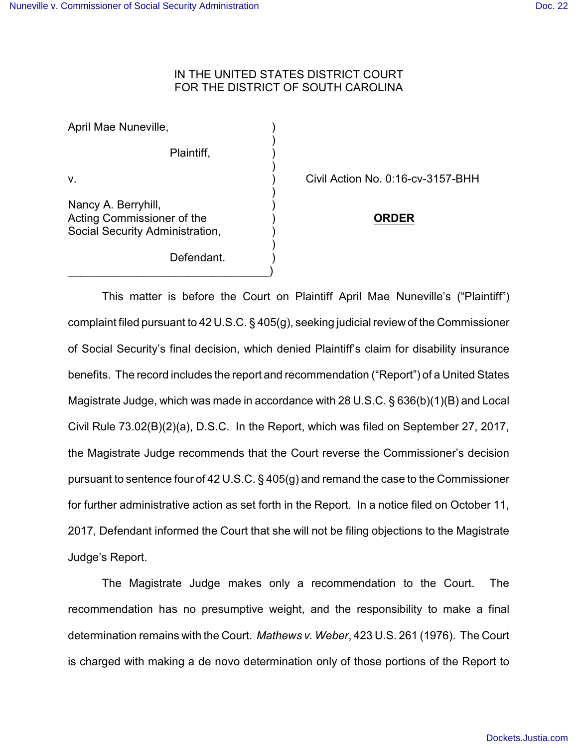IN THE UNITED STATES DISTRICT COURT
FOR THE DISTRICT OF SOUTH CAROLINA

April Mae Nuneville,

Plaintiff,

v.

Nancy A. Berryhill,
Acting Commissioner of the
Social Security Administration,

Defendant.

Civil Action No. 0:16-cv-3157-BHH

**ORDER**

This matter is before the Court on Plaintiff April Mae Nuneville's ("Plaintiff") complaint filed pursuant to 42 U.S.C. § 405(g), seeking judicial review of the Commissioner of Social Security's final decision, which denied Plaintiff's claim for disability insurance benefits. The record includes the report and recommendation ("Report") of a United States Magistrate Judge, which was made in accordance with 28 U.S.C. § 636(b)(1)(B) and Local Civil Rule 73.02(B)(2)(a), D.S.C. In the Report, which was filed on September 27, 2017, the Magistrate Judge recommends that the Court reverse the Commissioner's decision pursuant to sentence four of 42 U.S.C. § 405(g) and remand the case to the Commissioner for further administrative action as set forth in the Report. In a notice filed on October 11, 2017, Defendant informed the Court that she will not be filing objections to the Magistrate Judge's Report.

The Magistrate Judge makes only a recommendation to the Court. The recommendation has no presumptive weight, and the responsibility to make a final determination remains with the Court. *Mathews v. Weber*, 423 U.S. 261 (1976). The Court is charged with making a de novo determination only of those portions of the Report to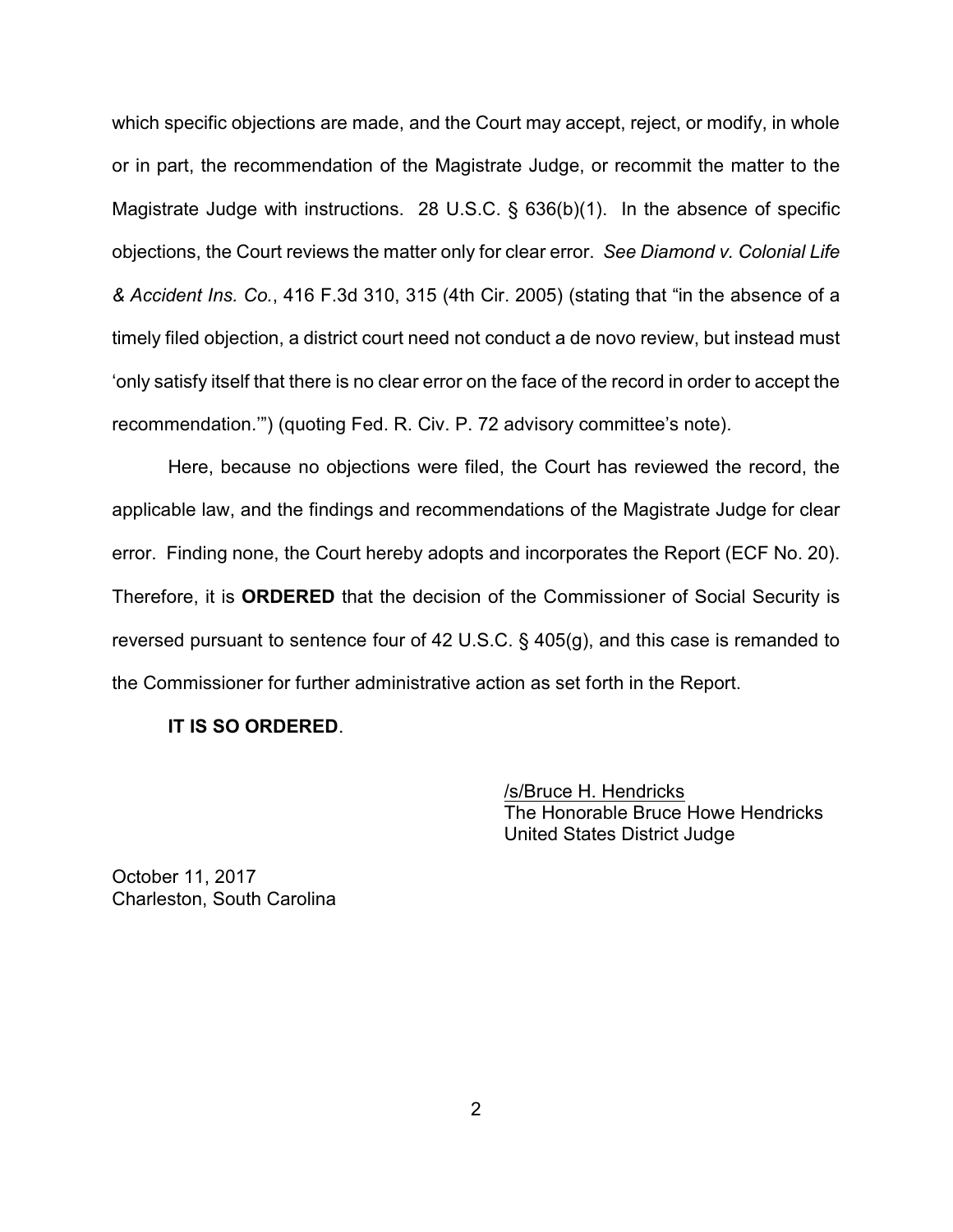which specific objections are made, and the Court may accept, reject, or modify, in whole or in part, the recommendation of the Magistrate Judge, or recommit the matter to the Magistrate Judge with instructions. 28 U.S.C. § 636(b)(1). In the absence of specific objections, the Court reviews the matter only for clear error. *See Diamond v. Colonial Life & Accident Ins. Co.*, 416 F.3d 310, 315 (4th Cir. 2005) (stating that "in the absence of a timely filed objection, a district court need not conduct a de novo review, but instead must 'only satisfy itself that there is no clear error on the face of the record in order to accept the recommendation.'") (quoting Fed. R. Civ. P. 72 advisory committee's note).

Here, because no objections were filed, the Court has reviewed the record, the applicable law, and the findings and recommendations of the Magistrate Judge for clear error. Finding none, the Court hereby adopts and incorporates the Report (ECF No. 20). Therefore, it is **ORDERED** that the decision of the Commissioner of Social Security is reversed pursuant to sentence four of 42 U.S.C. § 405(g), and this case is remanded to the Commissioner for further administrative action as set forth in the Report.

**IT IS SO ORDERED**.

/s/Bruce H. Hendricks
The Honorable Bruce Howe Hendricks
United States District Judge

October 11, 2017
Charleston, South Carolina